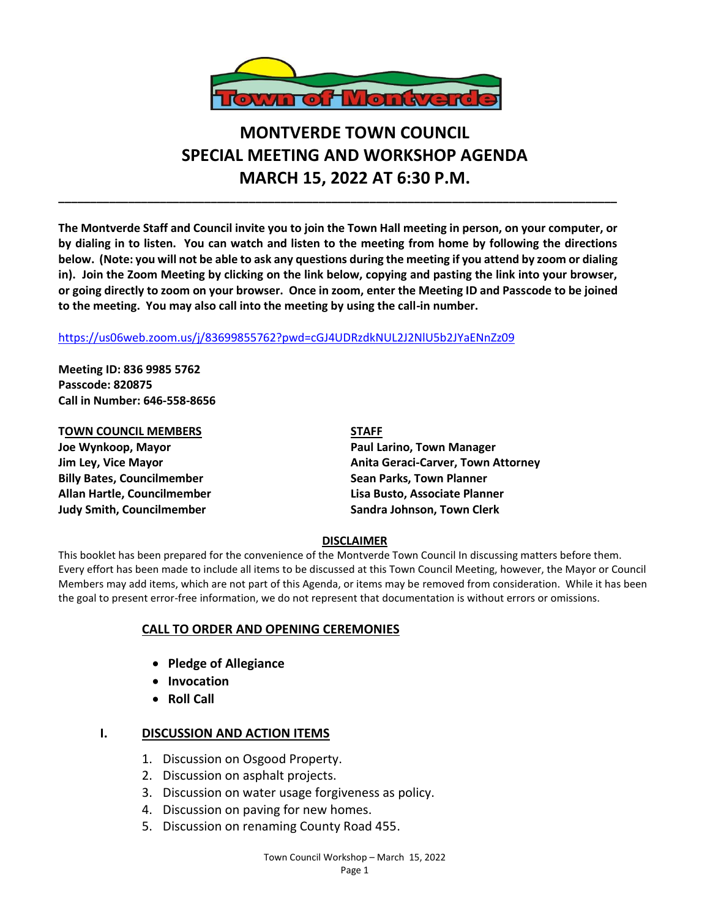# MONTVERDE TOWN COUNCIL
# SPECIAL MEETING AND WORKSHOP AGENDA
# MARCH 15, 2022 AT 6:30 P.M.

---

**The Montverde Staff and Council invite you to join the Town Hall meeting in person, on your computer, or by dialing in to listen. You can watch and listen to the meeting from home by following the directions below. (Note: you will not be able to ask any questions during the meeting if you attend by zoom or dialing in). Join the Zoom Meeting by clicking on the link below, copying and pasting the link into your browser, or going directly to zoom on your browser. Once in zoom, enter the Meeting ID and Passcode to be joined to the meeting. You may also call into the meeting by using the call-in number.**

https://us06web.zoom.us/j/83699855762?pwd=cGJ4UDRzdkNUL2J2NlU5b2JYaENnZz09

**Meeting ID: 836 9985 5762**
**Passcode: 820875**
**Call in Number: 646-558-8656**

**TOWN COUNCIL MEMBERS**
**Joe Wynkoop, Mayor**
**Jim Ley, Vice Mayor**
**Billy Bates, Councilmember**
**Allan Hartle, Councilmember**
**Judy Smith, Councilmember**

**STAFF**
**Paul Larino, Town Manager**
**Anita Geraci-Carver, Town Attorney**
**Sean Parks, Town Planner**
**Lisa Busto, Associate Planner**
**Sandra Johnson, Town Clerk**

**DISCLAIMER**

This booklet has been prepared for the convenience of the Montverde Town Council In discussing matters before them. Every effort has been made to include all items to be discussed at this Town Council Meeting, however, the Mayor or Council Members may add items, which are not part of this Agenda, or items may be removed from consideration. While it has been the goal to present error-free information, we do not represent that documentation is without errors or omissions.

## CALL TO ORDER AND OPENING CEREMONIES

- **Pledge of Allegiance**
- **Invocation**
- **Roll Call**

## I. DISCUSSION AND ACTION ITEMS

1. Discussion on Osgood Property.
2. Discussion on asphalt projects.
3. Discussion on water usage forgiveness as policy.
4. Discussion on paving for new homes.
5. Discussion on renaming County Road 455.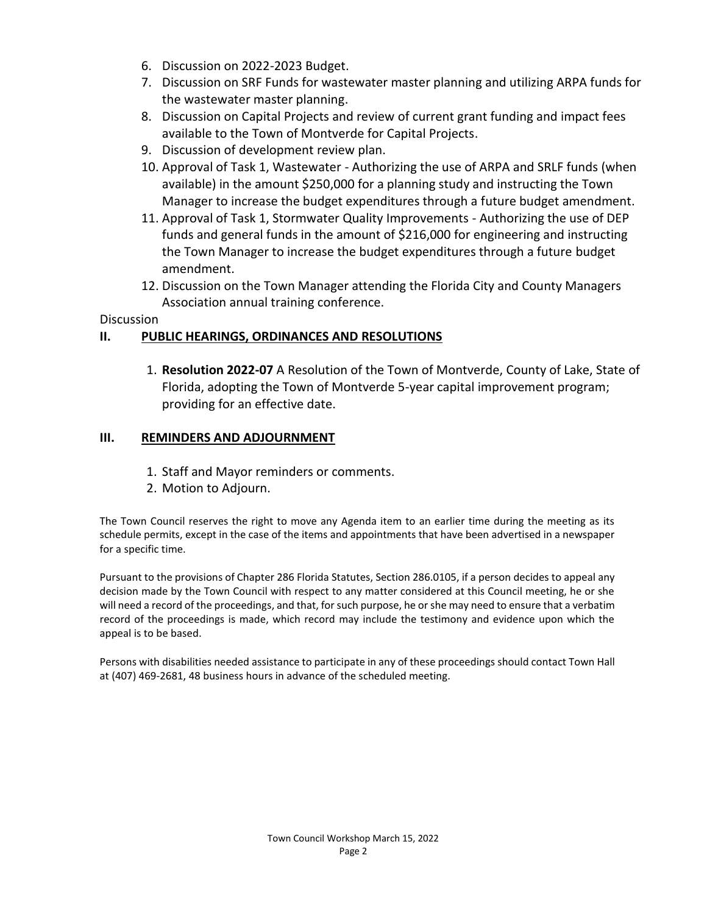6. Discussion on 2022-2023 Budget.
7. Discussion on SRF Funds for wastewater master planning and utilizing ARPA funds for the wastewater master planning.
8. Discussion on Capital Projects and review of current grant funding and impact fees available to the Town of Montverde for Capital Projects.
9. Discussion of development review plan.
10. Approval of Task 1, Wastewater - Authorizing the use of ARPA and SRLF funds (when available) in the amount $250,000 for a planning study and instructing the Town Manager to increase the budget expenditures through a future budget amendment.
11. Approval of Task 1, Stormwater Quality Improvements - Authorizing the use of DEP funds and general funds in the amount of $216,000 for engineering and instructing the Town Manager to increase the budget expenditures through a future budget amendment.
12. Discussion on the Town Manager attending the Florida City and County Managers Association annual training conference.

Discussion

## II. PUBLIC HEARINGS, ORDINANCES AND RESOLUTIONS

1. **Resolution 2022-07** A Resolution of the Town of Montverde, County of Lake, State of Florida, adopting the Town of Montverde 5-year capital improvement program; providing for an effective date.

## III. REMINDERS AND ADJOURNMENT

1. Staff and Mayor reminders or comments.
2. Motion to Adjourn.

The Town Council reserves the right to move any Agenda item to an earlier time during the meeting as its schedule permits, except in the case of the items and appointments that have been advertised in a newspaper for a specific time.

Pursuant to the provisions of Chapter 286 Florida Statutes, Section 286.0105, if a person decides to appeal any decision made by the Town Council with respect to any matter considered at this Council meeting, he or she will need a record of the proceedings, and that, for such purpose, he or she may need to ensure that a verbatim record of the proceedings is made, which record may include the testimony and evidence upon which the appeal is to be based.

Persons with disabilities needed assistance to participate in any of these proceedings should contact Town Hall at (407) 469-2681, 48 business hours in advance of the scheduled meeting.